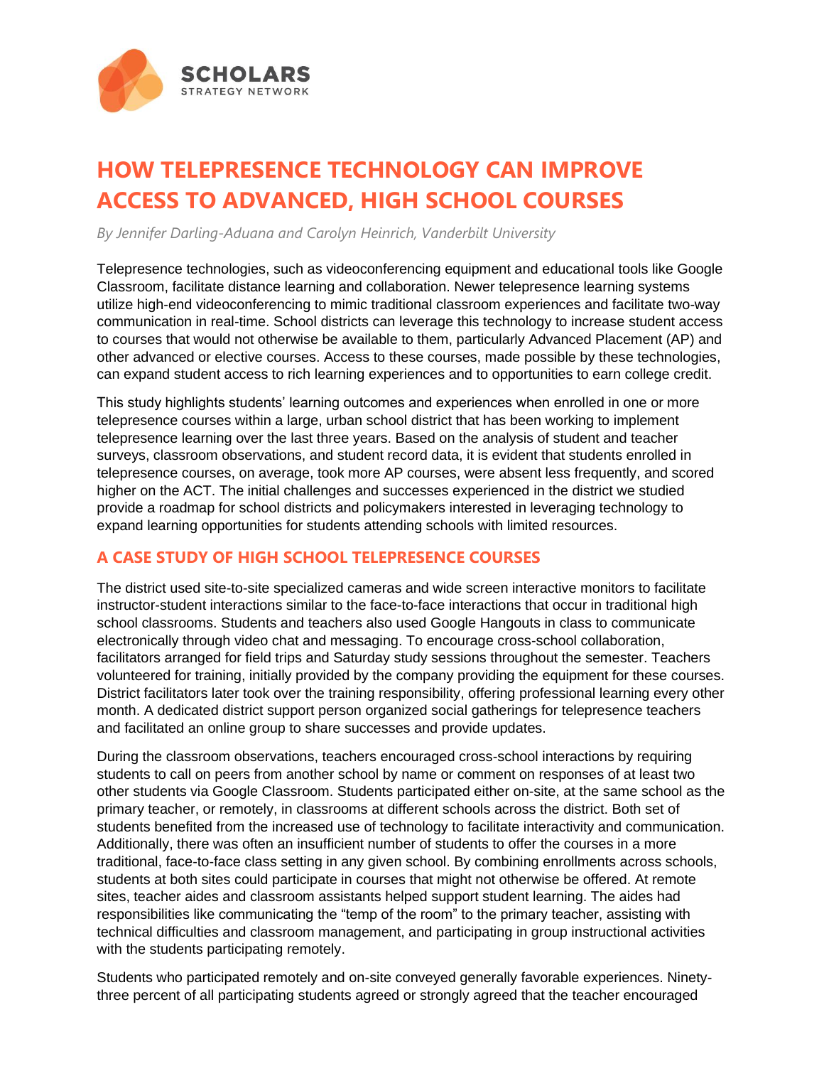SCHOLARS
STRATEGY NETWORK

# HOW TELEPRESENCE TECHNOLOGY CAN IMPROVE ACCESS TO ADVANCED, HIGH SCHOOL COURSES

*By Jennifer Darling-Aduana and Carolyn Heinrich, Vanderbilt University*

Telepresence technologies, such as videoconferencing equipment and educational tools like Google Classroom, facilitate distance learning and collaboration. Newer telepresence learning systems utilize high-end videoconferencing to mimic traditional classroom experiences and facilitate two-way communication in real-time. School districts can leverage this technology to increase student access to courses that would not otherwise be available to them, particularly Advanced Placement (AP) and other advanced or elective courses. Access to these courses, made possible by these technologies, can expand student access to rich learning experiences and to opportunities to earn college credit.

This study highlights students' learning outcomes and experiences when enrolled in one or more telepresence courses within a large, urban school district that has been working to implement telepresence learning over the last three years. Based on the analysis of student and teacher surveys, classroom observations, and student record data, it is evident that students enrolled in telepresence courses, on average, took more AP courses, were absent less frequently, and scored higher on the ACT. The initial challenges and successes experienced in the district we studied provide a roadmap for school districts and policymakers interested in leveraging technology to expand learning opportunities for students attending schools with limited resources.

## A CASE STUDY OF HIGH SCHOOL TELEPRESENCE COURSES

The district used site-to-site specialized cameras and wide screen interactive monitors to facilitate instructor-student interactions similar to the face-to-face interactions that occur in traditional high school classrooms. Students and teachers also used Google Hangouts in class to communicate electronically through video chat and messaging. To encourage cross-school collaboration, facilitators arranged for field trips and Saturday study sessions throughout the semester. Teachers volunteered for training, initially provided by the company providing the equipment for these courses. District facilitators later took over the training responsibility, offering professional learning every other month. A dedicated district support person organized social gatherings for telepresence teachers and facilitated an online group to share successes and provide updates.

During the classroom observations, teachers encouraged cross-school interactions by requiring students to call on peers from another school by name or comment on responses of at least two other students via Google Classroom. Students participated either on-site, at the same school as the primary teacher, or remotely, in classrooms at different schools across the district. Both set of students benefited from the increased use of technology to facilitate interactivity and communication. Additionally, there was often an insufficient number of students to offer the courses in a more traditional, face-to-face class setting in any given school. By combining enrollments across schools, students at both sites could participate in courses that might not otherwise be offered. At remote sites, teacher aides and classroom assistants helped support student learning. The aides had responsibilities like communicating the "temp of the room" to the primary teacher, assisting with technical difficulties and classroom management, and participating in group instructional activities with the students participating remotely.

Students who participated remotely and on-site conveyed generally favorable experiences. Ninety-three percent of all participating students agreed or strongly agreed that the teacher encouraged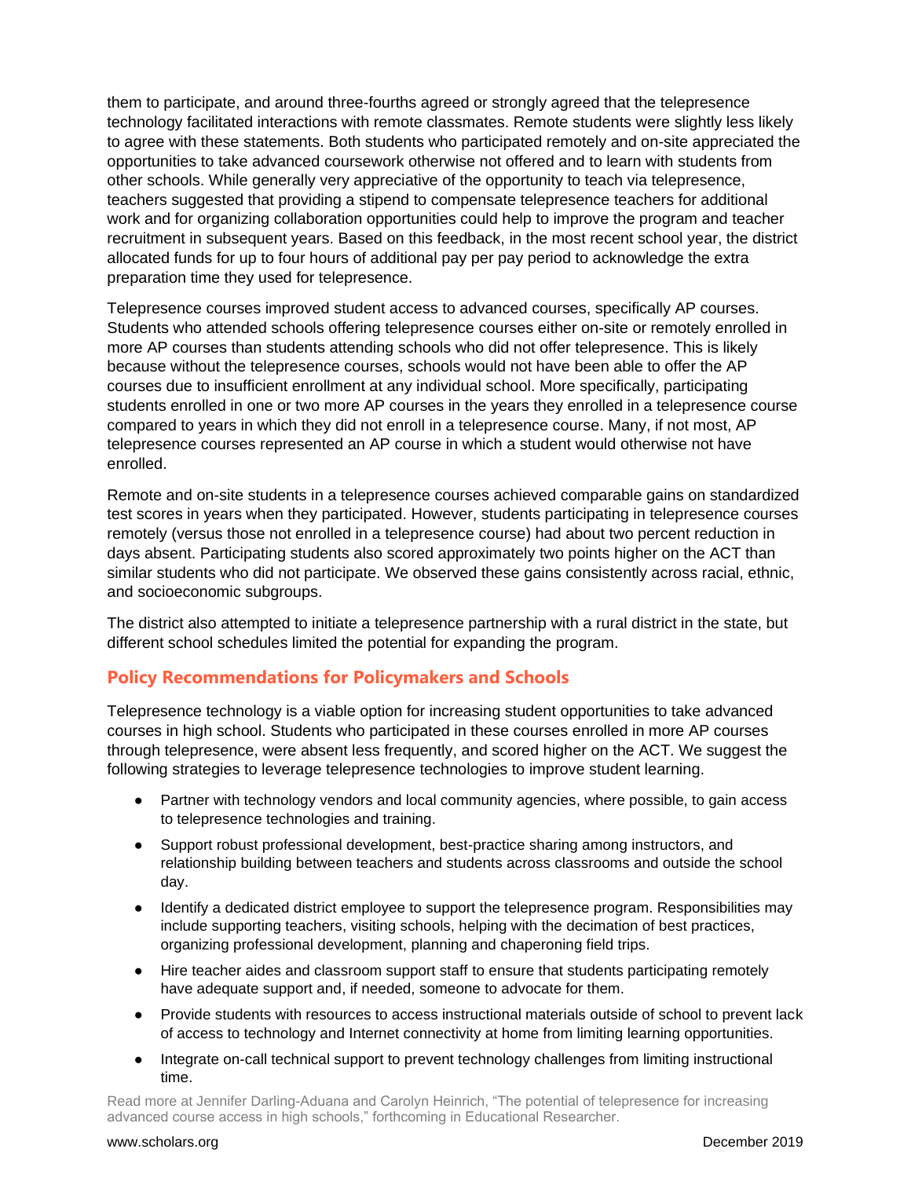them to participate, and around three-fourths agreed or strongly agreed that the telepresence technology facilitated interactions with remote classmates. Remote students were slightly less likely to agree with these statements. Both students who participated remotely and on-site appreciated the opportunities to take advanced coursework otherwise not offered and to learn with students from other schools. While generally very appreciative of the opportunity to teach via telepresence, teachers suggested that providing a stipend to compensate telepresence teachers for additional work and for organizing collaboration opportunities could help to improve the program and teacher recruitment in subsequent years. Based on this feedback, in the most recent school year, the district allocated funds for up to four hours of additional pay per pay period to acknowledge the extra preparation time they used for telepresence.

Telepresence courses improved student access to advanced courses, specifically AP courses. Students who attended schools offering telepresence courses either on-site or remotely enrolled in more AP courses than students attending schools who did not offer telepresence. This is likely because without the telepresence courses, schools would not have been able to offer the AP courses due to insufficient enrollment at any individual school. More specifically, participating students enrolled in one or two more AP courses in the years they enrolled in a telepresence course compared to years in which they did not enroll in a telepresence course. Many, if not most, AP telepresence courses represented an AP course in which a student would otherwise not have enrolled.

Remote and on-site students in a telepresence courses achieved comparable gains on standardized test scores in years when they participated. However, students participating in telepresence courses remotely (versus those not enrolled in a telepresence course) had about two percent reduction in days absent. Participating students also scored approximately two points higher on the ACT than similar students who did not participate. We observed these gains consistently across racial, ethnic, and socioeconomic subgroups.

The district also attempted to initiate a telepresence partnership with a rural district in the state, but different school schedules limited the potential for expanding the program.

## Policy Recommendations for Policymakers and Schools

Telepresence technology is a viable option for increasing student opportunities to take advanced courses in high school. Students who participated in these courses enrolled in more AP courses through telepresence, were absent less frequently, and scored higher on the ACT. We suggest the following strategies to leverage telepresence technologies to improve student learning.

- Partner with technology vendors and local community agencies, where possible, to gain access to telepresence technologies and training.
- Support robust professional development, best-practice sharing among instructors, and relationship building between teachers and students across classrooms and outside the school day.
- Identify a dedicated district employee to support the telepresence program. Responsibilities may include supporting teachers, visiting schools, helping with the decimation of best practices, organizing professional development, planning and chaperoning field trips.
- Hire teacher aides and classroom support staff to ensure that students participating remotely have adequate support and, if needed, someone to advocate for them.
- Provide students with resources to access instructional materials outside of school to prevent lack of access to technology and Internet connectivity at home from limiting learning opportunities.
- Integrate on-call technical support to prevent technology challenges from limiting instructional time.

Read more at Jennifer Darling-Aduana and Carolyn Heinrich, "The potential of telepresence for increasing advanced course access in high schools," forthcoming in Educational Researcher.

www.scholars.org December 2019